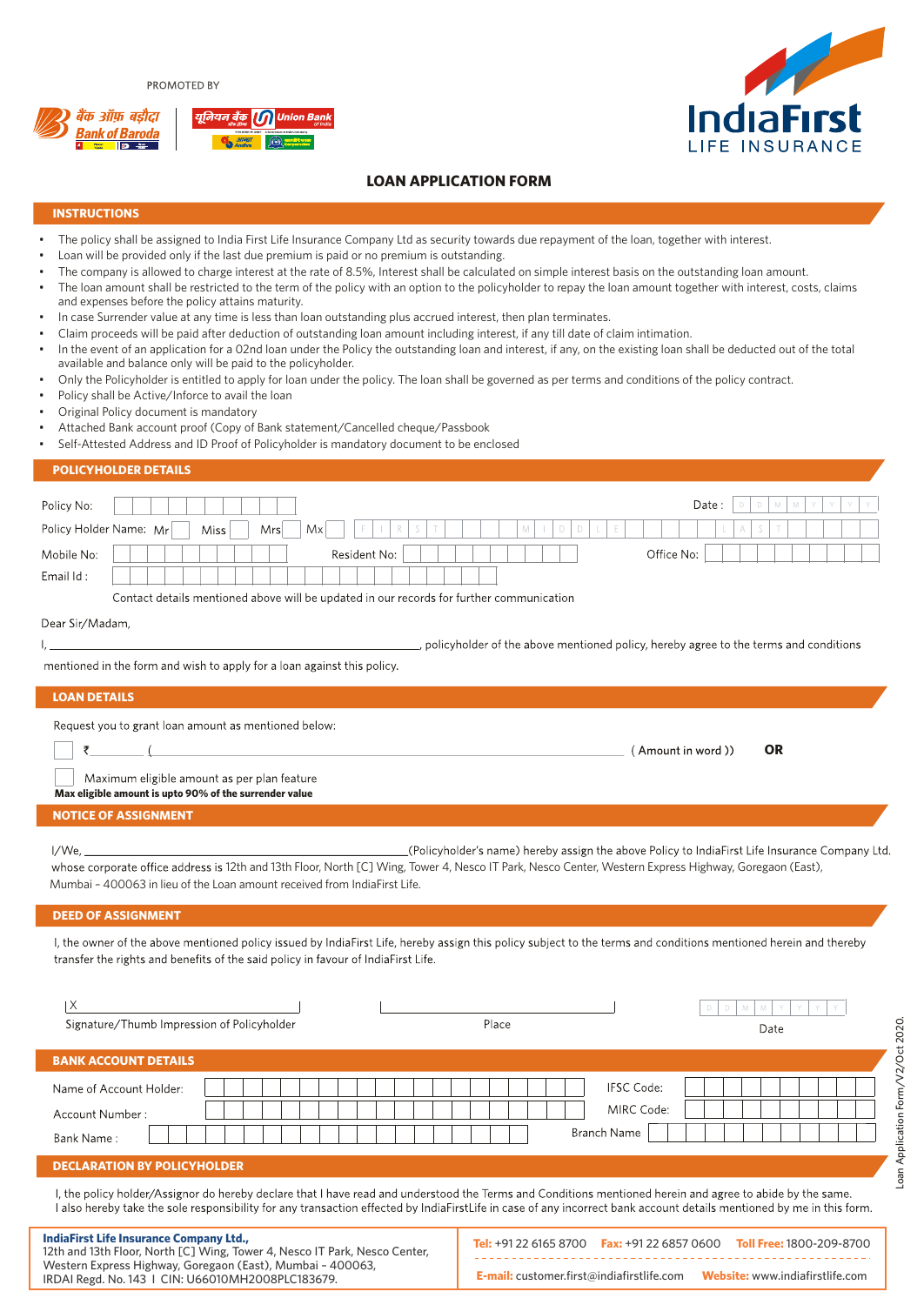PROMOTED BY

बैंक ऑफ़ बड़ौदा Bank of Baroda

यूनियन बैंक Union Bank of India

IndiaFirst LIFE INSURANCE

# LOAN APPLICATION FORM

## INSTRUCTIONS

- The policy shall be assigned to India First Life Insurance Company Ltd as security towards due repayment of the loan, together with interest.
- Loan will be provided only if the last due premium is paid or no premium is outstanding.
- The company is allowed to charge interest at the rate of 8.5%, Interest shall be calculated on simple interest basis on the outstanding loan amount.
- The loan amount shall be restricted to the term of the policy with an option to the policyholder to repay the loan amount together with interest, costs, claims and expenses before the policy attains maturity.
- In case Surrender value at any time is less than loan outstanding plus accrued interest, then plan terminates.
- Claim proceeds will be paid after deduction of outstanding loan amount including interest, if any till date of claim intimation.
- In the event of an application for a 02nd loan under the Policy the outstanding loan and interest, if any, on the existing loan shall be deducted out of the total available and balance only will be paid to the policyholder.
- Only the Policyholder is entitled to apply for loan under the policy. The loan shall be governed as per terms and conditions of the policy contract.
- Policy shall be Active/Inforce to avail the loan
- Original Policy document is mandatory
- Attached Bank account proof (Copy of Bank statement/Cancelled cheque/Passbook
- Self-Attested Address and ID Proof of Policyholder is mandatory document to be enclosed

## POLICYHOLDER DETAILS

Policy No: ____________ Date: D D M M Y Y Y Y

Policy Holder Name: Mr ☐ Miss ☐ Mrs ☐ Mx ☐ FIRST ____ MIDDLE ____ LAST ____

Mobile No: ____________ Resident No: ____________ Office No: ____________

Email Id : ____________

Contact details mentioned above will be updated in our records for further communication

Dear Sir/Madam,

I, ______________________________, policyholder of the above mentioned policy, hereby agree to the terms and conditions mentioned in the form and wish to apply for a loan against this policy.

## LOAN DETAILS

Request you to grant loan amount as mentioned below:

☐ ₹________ (______________________________ ( Amount in word )) **OR**

☐ Maximum eligible amount as per plan feature

**Max eligible amount is upto 90% of the surrender value**

## NOTICE OF ASSIGNMENT

I/We, ______________________________(Policyholder's name) hereby assign the above Policy to IndiaFirst Life Insurance Company Ltd. whose corporate office address is 12th and 13th Floor, North [C] Wing, Tower 4, Nesco IT Park, Nesco Center, Western Express Highway, Goregaon (East), Mumbai – 400063 in lieu of the Loan amount received from IndiaFirst Life.

## DEED OF ASSIGNMENT

I, the owner of the above mentioned policy issued by IndiaFirst Life, hereby assign this policy subject to the terms and conditions mentioned herein and thereby transfer the rights and benefits of the said policy in favour of IndiaFirst Life.

X ____________________ ____________________ D D M M Y Y Y Y

Signature/Thumb Impression of Policyholder    Place    Date

## BANK ACCOUNT DETAILS

Name of Account Holder: ____________ IFSC Code: ____________

Account Number : ____________ MIRC Code: ____________

Bank Name : ____________ Branch Name ____________

## DECLARATION BY POLICYHOLDER

I, the policy holder/Assignor do hereby declare that I have read and understood the Terms and Conditions mentioned herein and agree to abide by the same. I also hereby take the sole responsibility for any transaction effected by IndiaFirstLife in case of any incorrect bank account details mentioned by me in this form.

**IndiaFirst Life Insurance Company Ltd.,**
12th and 13th Floor, North [C] Wing, Tower 4, Nesco IT Park, Nesco Center, Western Express Highway, Goregaon (East), Mumbai – 400063,
IRDAI Regd. No. 143 | CIN: U66010MH2008PLC183679.

**Tel:** +91 22 6165 8700 **Fax:** +91 22 6857 0600 **Toll Free:** 1800-209-8700

**E-mail:** customer.first@indiafirstlife.com **Website:** www.indiafirstlife.com

Loan Application Form/V2/Oct 2020.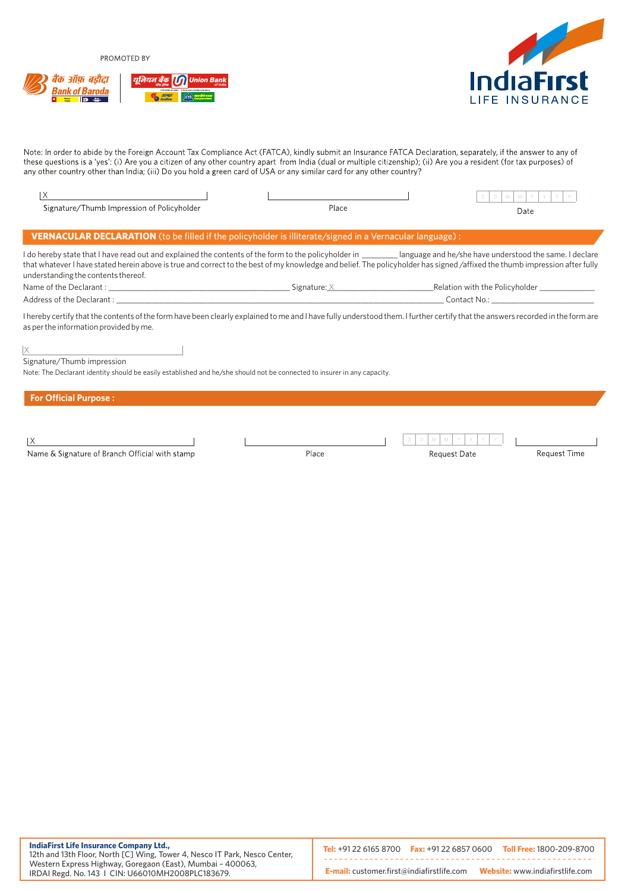PROMOTED BY

Note: In order to abide by the Foreign Account Tax Compliance Act (FATCA), kindly submit an Insurance FATCA Declaration, separately, if the answer to any of these questions is a 'yes': (i) Are you a citizen of any other country apart from India (dual or multiple citizenship); (ii) Are you a resident (for tax purposes) of any other country other than India; (iii) Do you hold a green card of USA or any similar card for any other country?

X ______________________ Signature/Thumb Impression of Policyholder

______________________ Place

D D M M Y Y Y Y Date

## VERNACULAR DECLARATION (to be filled if the policyholder is illiterate/signed in a Vernacular language) :

I do hereby state that I have read out and explained the contents of the form to the policyholder in ________ language and he/she have understood the same. I declare that whatever I have stated herein above is true and correct to the best of my knowledge and belief. The policyholder has signed /affixed the thumb impression after fully understanding the contents thereof.

Name of the Declarant : ______________________ Signature: X______________________ Relation with the Policyholder ____________

Address of the Declarant : ______________________ Contact No.: ______________________

I hereby certify that the contents of the form have been clearly explained to me and I have fully understood them. I further certify that the answers recorded in the form are as per the information provided by me.

X ______________________
Signature/Thumb impression

Note: The Declarant identity should be easily established and he/she should not be connected to insurer in any capacity.

## For Official Purpose :

X ______________________ Name & Signature of Branch Official with stamp

______________________ Place

D D M M Y Y Y Y Request Date

______________________ Request Time

**IndiaFirst Life Insurance Company Ltd.,**
12th and 13th Floor, North [C] Wing, Tower 4, Nesco IT Park, Nesco Center, Western Express Highway, Goregaon (East), Mumbai – 400063,
IRDAI Regd. No. 143 I CIN: U66010MH2008PLC183679.

**Tel:** +91 22 6165 8700 **Fax:** +91 22 6857 0600 **Toll Free:** 1800-209-8700

**E-mail:** customer.first@indiafirstlife.com **Website:** www.indiafirstlife.com